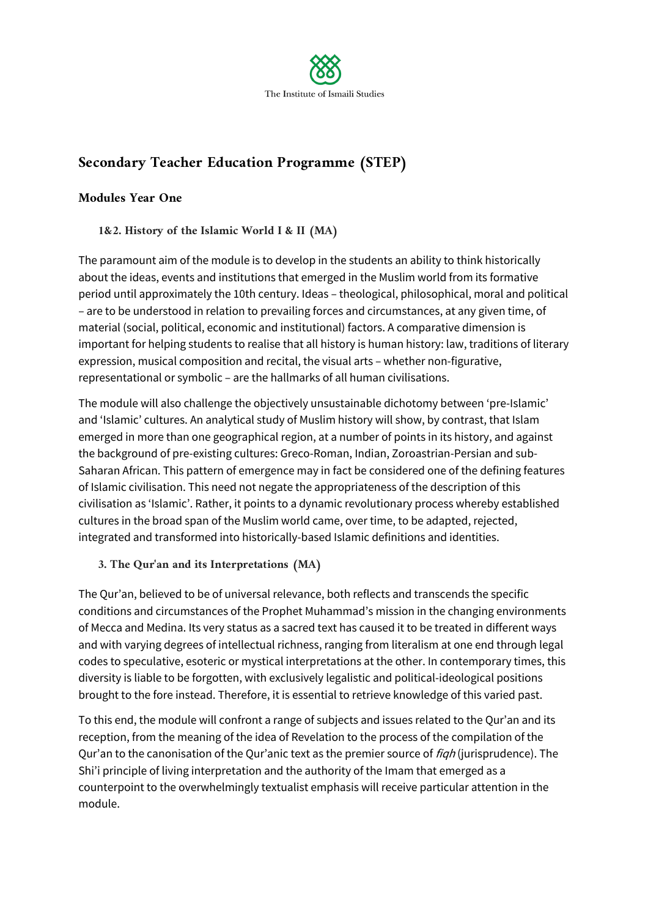The Institute of Ismaili Studies

# Secondary Teacher Education Programme (STEP)

## Modules Year One

### 1&2. History of the Islamic World I & II (MA)

The paramount aim of the module is to develop in the students an ability to think historically about the ideas, events and institutions that emerged in the Muslim world from its formative period until approximately the 10th century. Ideas – theological, philosophical, moral and political – are to be understood in relation to prevailing forces and circumstances, at any given time, of material (social, political, economic and institutional) factors. A comparative dimension is important for helping students to realise that all history is human history: law, traditions of literary expression, musical composition and recital, the visual arts – whether non-figurative, representational or symbolic – are the hallmarks of all human civilisations.

The module will also challenge the objectively unsustainable dichotomy between 'pre-Islamic' and 'Islamic' cultures. An analytical study of Muslim history will show, by contrast, that Islam emerged in more than one geographical region, at a number of points in its history, and against the background of pre-existing cultures: Greco-Roman, Indian, Zoroastrian-Persian and sub-Saharan African. This pattern of emergence may in fact be considered one of the defining features of Islamic civilisation. This need not negate the appropriateness of the description of this civilisation as 'Islamic'. Rather, it points to a dynamic revolutionary process whereby established cultures in the broad span of the Muslim world came, over time, to be adapted, rejected, integrated and transformed into historically-based Islamic definitions and identities.

### 3. The Qur'an and its Interpretations (MA)

The Qur'an, believed to be of universal relevance, both reflects and transcends the specific conditions and circumstances of the Prophet Muhammad's mission in the changing environments of Mecca and Medina. Its very status as a sacred text has caused it to be treated in different ways and with varying degrees of intellectual richness, ranging from literalism at one end through legal codes to speculative, esoteric or mystical interpretations at the other. In contemporary times, this diversity is liable to be forgotten, with exclusively legalistic and political-ideological positions brought to the fore instead. Therefore, it is essential to retrieve knowledge of this varied past.

To this end, the module will confront a range of subjects and issues related to the Qur'an and its reception, from the meaning of the idea of Revelation to the process of the compilation of the Qur'an to the canonisation of the Qur'anic text as the premier source of *fiqh* (jurisprudence). The Shi'i principle of living interpretation and the authority of the Imam that emerged as a counterpoint to the overwhelmingly textualist emphasis will receive particular attention in the module.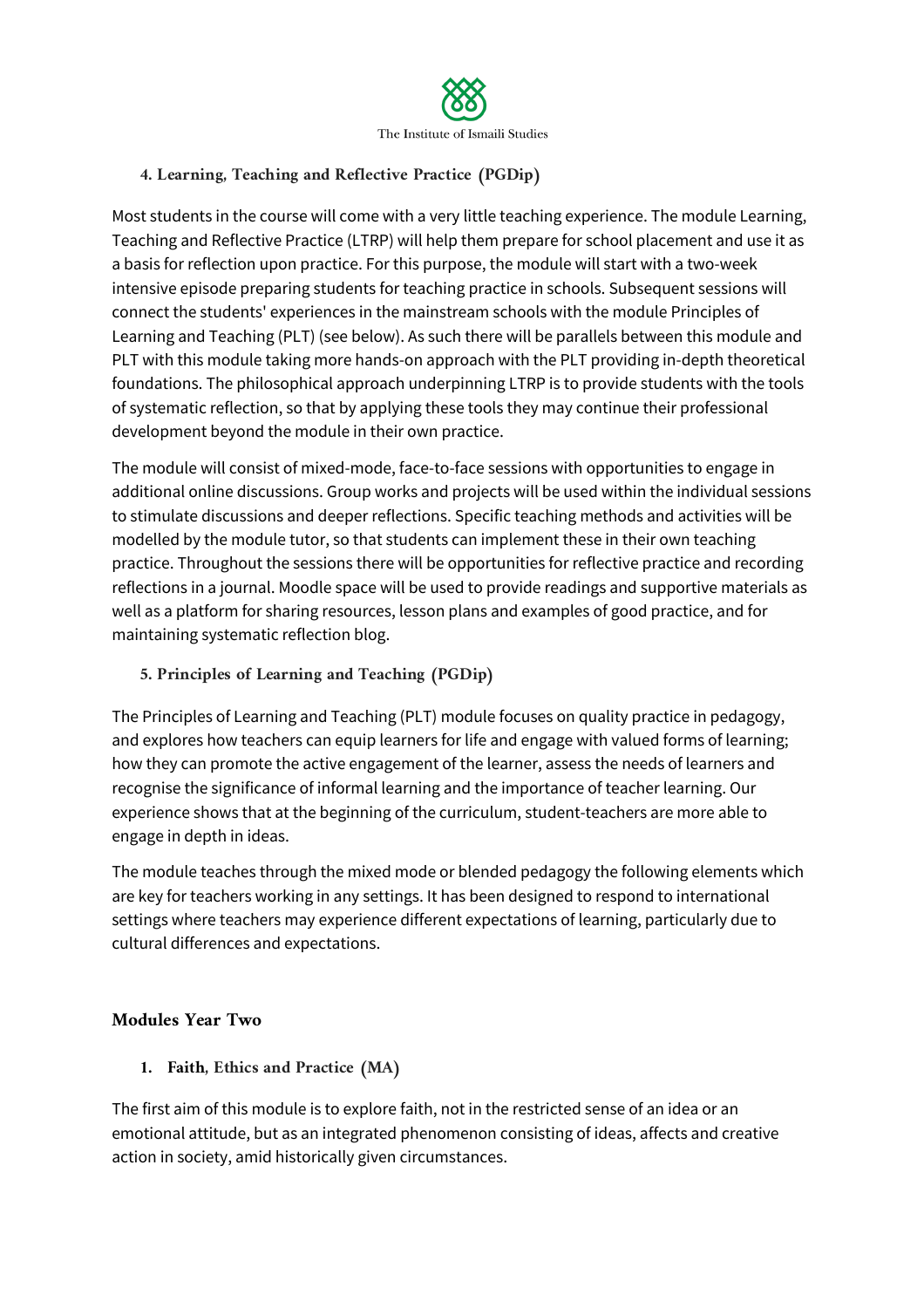#### 4. Learning, Teaching and Reflective Practice (PGDip)

Most students in the course will come with a very little teaching experience. The module Learning, Teaching and Reflective Practice (LTRP) will help them prepare for school placement and use it as a basis for reflection upon practice. For this purpose, the module will start with a two-week intensive episode preparing students for teaching practice in schools. Subsequent sessions will connect the students' experiences in the mainstream schools with the module Principles of Learning and Teaching (PLT) (see below). As such there will be parallels between this module and PLT with this module taking more hands-on approach with the PLT providing in-depth theoretical foundations. The philosophical approach underpinning LTRP is to provide students with the tools of systematic reflection, so that by applying these tools they may continue their professional development beyond the module in their own practice.

The module will consist of mixed-mode, face-to-face sessions with opportunities to engage in additional online discussions. Group works and projects will be used within the individual sessions to stimulate discussions and deeper reflections. Specific teaching methods and activities will be modelled by the module tutor, so that students can implement these in their own teaching practice. Throughout the sessions there will be opportunities for reflective practice and recording reflections in a journal. Moodle space will be used to provide readings and supportive materials as well as a platform for sharing resources, lesson plans and examples of good practice, and for maintaining systematic reflection blog.

#### 5. Principles of Learning and Teaching (PGDip)

The Principles of Learning and Teaching (PLT) module focuses on quality practice in pedagogy, and explores how teachers can equip learners for life and engage with valued forms of learning; how they can promote the active engagement of the learner, assess the needs of learners and recognise the significance of informal learning and the importance of teacher learning. Our experience shows that at the beginning of the curriculum, student-teachers are more able to engage in depth in ideas.

The module teaches through the mixed mode or blended pedagogy the following elements which are key for teachers working in any settings. It has been designed to respond to international settings where teachers may experience different expectations of learning, particularly due to cultural differences and expectations.

### Modules Year Two

#### 1. Faith, Ethics and Practice (MA)

The first aim of this module is to explore faith, not in the restricted sense of an idea or an emotional attitude, but as an integrated phenomenon consisting of ideas, affects and creative action in society, amid historically given circumstances.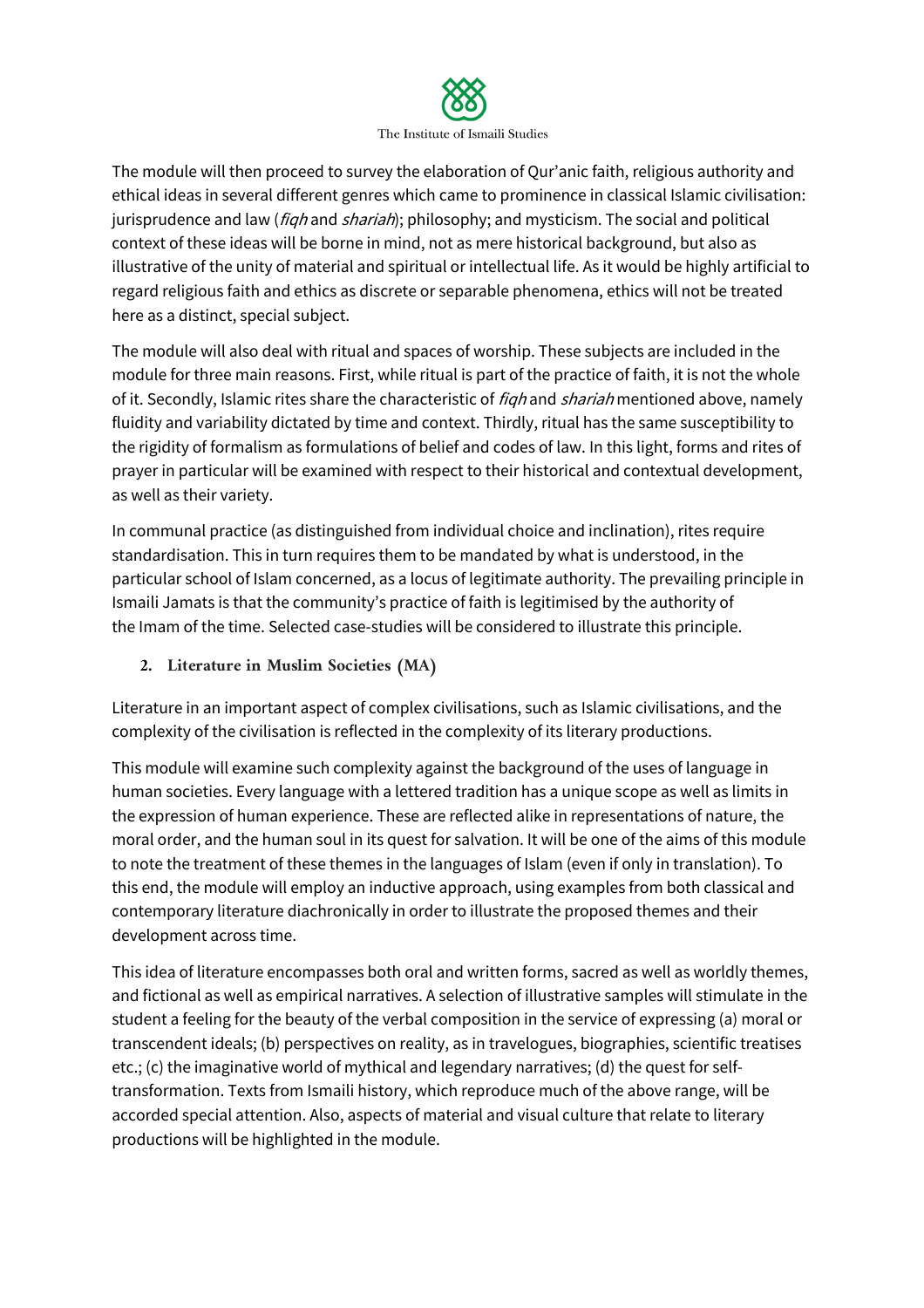The module will then proceed to survey the elaboration of Qur'anic faith, religious authority and ethical ideas in several different genres which came to prominence in classical Islamic civilisation: jurisprudence and law (*fiqh* and *shariah*); philosophy; and mysticism. The social and political context of these ideas will be borne in mind, not as mere historical background, but also as illustrative of the unity of material and spiritual or intellectual life. As it would be highly artificial to regard religious faith and ethics as discrete or separable phenomena, ethics will not be treated here as a distinct, special subject.

The module will also deal with ritual and spaces of worship. These subjects are included in the module for three main reasons. First, while ritual is part of the practice of faith, it is not the whole of it. Secondly, Islamic rites share the characteristic of *fiqh* and *shariah* mentioned above, namely fluidity and variability dictated by time and context. Thirdly, ritual has the same susceptibility to the rigidity of formalism as formulations of belief and codes of law. In this light, forms and rites of prayer in particular will be examined with respect to their historical and contextual development, as well as their variety.

In communal practice (as distinguished from individual choice and inclination), rites require standardisation. This in turn requires them to be mandated by what is understood, in the particular school of Islam concerned, as a locus of legitimate authority. The prevailing principle in Ismaili Jamats is that the community's practice of faith is legitimised by the authority of the Imam of the time. Selected case-studies will be considered to illustrate this principle.

2. **Literature in Muslim Societies (MA)**

Literature in an important aspect of complex civilisations, such as Islamic civilisations, and the complexity of the civilisation is reflected in the complexity of its literary productions.

This module will examine such complexity against the background of the uses of language in human societies. Every language with a lettered tradition has a unique scope as well as limits in the expression of human experience. These are reflected alike in representations of nature, the moral order, and the human soul in its quest for salvation. It will be one of the aims of this module to note the treatment of these themes in the languages of Islam (even if only in translation). To this end, the module will employ an inductive approach, using examples from both classical and contemporary literature diachronically in order to illustrate the proposed themes and their development across time.

This idea of literature encompasses both oral and written forms, sacred as well as worldly themes, and fictional as well as empirical narratives. A selection of illustrative samples will stimulate in the student a feeling for the beauty of the verbal composition in the service of expressing (a) moral or transcendent ideals; (b) perspectives on reality, as in travelogues, biographies, scientific treatises etc.; (c) the imaginative world of mythical and legendary narratives; (d) the quest for self-transformation. Texts from Ismaili history, which reproduce much of the above range, will be accorded special attention. Also, aspects of material and visual culture that relate to literary productions will be highlighted in the module.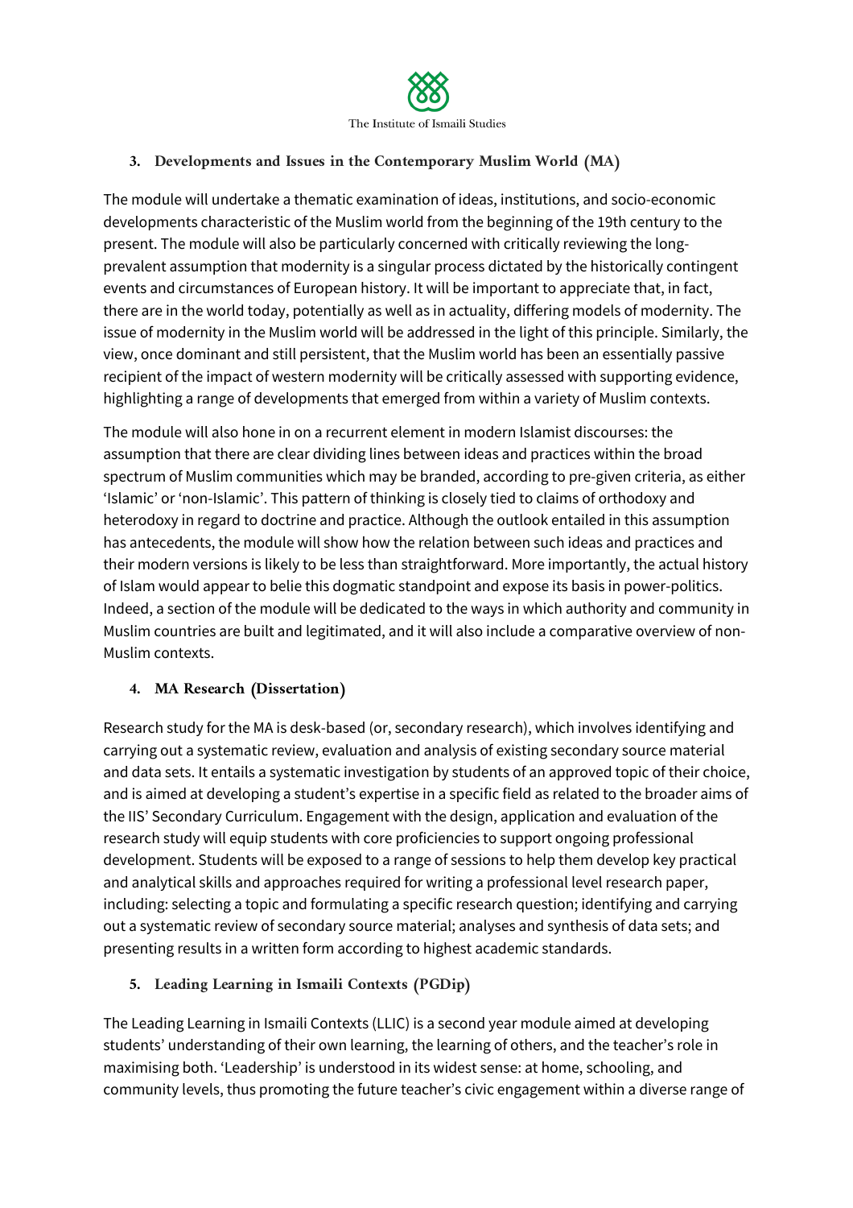### 3. Developments and Issues in the Contemporary Muslim World (MA)

The module will undertake a thematic examination of ideas, institutions, and socio-economic developments characteristic of the Muslim world from the beginning of the 19th century to the present. The module will also be particularly concerned with critically reviewing the long-prevalent assumption that modernity is a singular process dictated by the historically contingent events and circumstances of European history. It will be important to appreciate that, in fact, there are in the world today, potentially as well as in actuality, differing models of modernity. The issue of modernity in the Muslim world will be addressed in the light of this principle. Similarly, the view, once dominant and still persistent, that the Muslim world has been an essentially passive recipient of the impact of western modernity will be critically assessed with supporting evidence, highlighting a range of developments that emerged from within a variety of Muslim contexts.

The module will also hone in on a recurrent element in modern Islamist discourses: the assumption that there are clear dividing lines between ideas and practices within the broad spectrum of Muslim communities which may be branded, according to pre-given criteria, as either 'Islamic' or 'non-Islamic'. This pattern of thinking is closely tied to claims of orthodoxy and heterodoxy in regard to doctrine and practice. Although the outlook entailed in this assumption has antecedents, the module will show how the relation between such ideas and practices and their modern versions is likely to be less than straightforward. More importantly, the actual history of Islam would appear to belie this dogmatic standpoint and expose its basis in power-politics. Indeed, a section of the module will be dedicated to the ways in which authority and community in Muslim countries are built and legitimated, and it will also include a comparative overview of non-Muslim contexts.

### 4. MA Research (Dissertation)

Research study for the MA is desk-based (or, secondary research), which involves identifying and carrying out a systematic review, evaluation and analysis of existing secondary source material and data sets. It entails a systematic investigation by students of an approved topic of their choice, and is aimed at developing a student's expertise in a specific field as related to the broader aims of the IIS' Secondary Curriculum. Engagement with the design, application and evaluation of the research study will equip students with core proficiencies to support ongoing professional development. Students will be exposed to a range of sessions to help them develop key practical and analytical skills and approaches required for writing a professional level research paper, including: selecting a topic and formulating a specific research question; identifying and carrying out a systematic review of secondary source material; analyses and synthesis of data sets; and presenting results in a written form according to highest academic standards.

### 5. Leading Learning in Ismaili Contexts (PGDip)

The Leading Learning in Ismaili Contexts (LLIC) is a second year module aimed at developing students' understanding of their own learning, the learning of others, and the teacher's role in maximising both. 'Leadership' is understood in its widest sense: at home, schooling, and community levels, thus promoting the future teacher's civic engagement within a diverse range of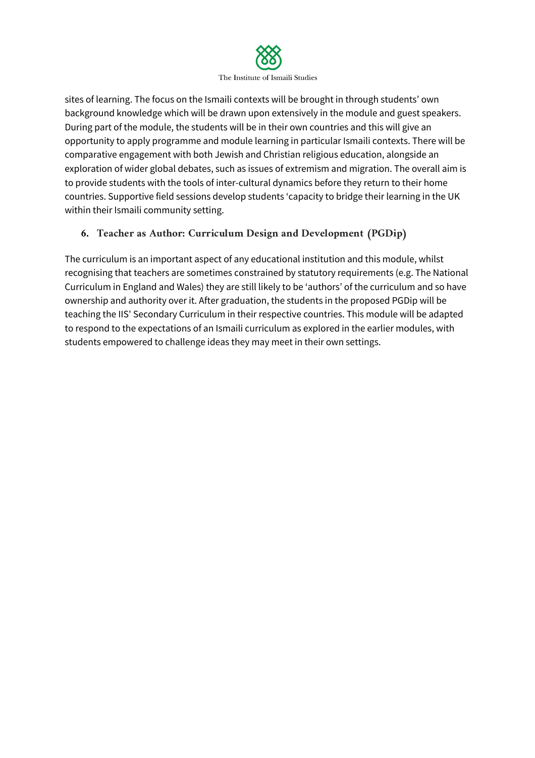sites of learning. The focus on the Ismaili contexts will be brought in through students' own background knowledge which will be drawn upon extensively in the module and guest speakers. During part of the module, the students will be in their own countries and this will give an opportunity to apply programme and module learning in particular Ismaili contexts. There will be comparative engagement with both Jewish and Christian religious education, alongside an exploration of wider global debates, such as issues of extremism and migration. The overall aim is to provide students with the tools of inter-cultural dynamics before they return to their home countries. Supportive field sessions develop students 'capacity to bridge their learning in the UK within their Ismaili community setting.

### 6. Teacher as Author: Curriculum Design and Development (PGDip)

The curriculum is an important aspect of any educational institution and this module, whilst recognising that teachers are sometimes constrained by statutory requirements (e.g. The National Curriculum in England and Wales) they are still likely to be 'authors' of the curriculum and so have ownership and authority over it. After graduation, the students in the proposed PGDip will be teaching the IIS' Secondary Curriculum in their respective countries. This module will be adapted to respond to the expectations of an Ismaili curriculum as explored in the earlier modules, with students empowered to challenge ideas they may meet in their own settings.